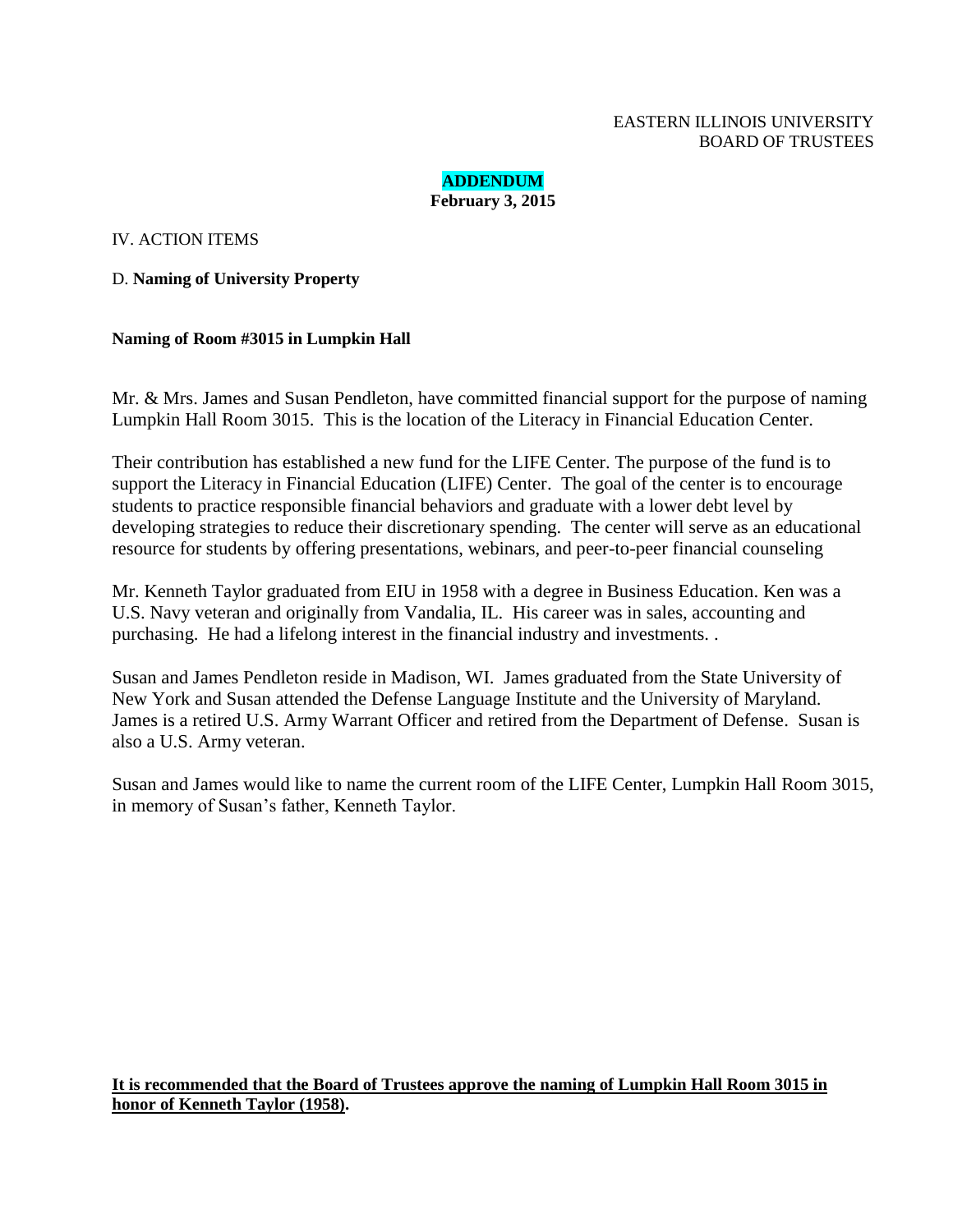EASTERN ILLINOIS UNIVERSITY
BOARD OF TRUSTEES

**ADDENDUM**
**February 3, 2015**

IV. ACTION ITEMS

D. **Naming of University Property**

**Naming of Room #3015 in Lumpkin Hall**

Mr. & Mrs. James and Susan Pendleton, have committed financial support for the purpose of naming Lumpkin Hall Room 3015. This is the location of the Literacy in Financial Education Center.

Their contribution has established a new fund for the LIFE Center. The purpose of the fund is to support the Literacy in Financial Education (LIFE) Center. The goal of the center is to encourage students to practice responsible financial behaviors and graduate with a lower debt level by developing strategies to reduce their discretionary spending. The center will serve as an educational resource for students by offering presentations, webinars, and peer-to-peer financial counseling

Mr. Kenneth Taylor graduated from EIU in 1958 with a degree in Business Education. Ken was a U.S. Navy veteran and originally from Vandalia, IL. His career was in sales, accounting and purchasing. He had a lifelong interest in the financial industry and investments. .

Susan and James Pendleton reside in Madison, WI. James graduated from the State University of New York and Susan attended the Defense Language Institute and the University of Maryland. James is a retired U.S. Army Warrant Officer and retired from the Department of Defense. Susan is also a U.S. Army veteran.

Susan and James would like to name the current room of the LIFE Center, Lumpkin Hall Room 3015, in memory of Susan's father, Kenneth Taylor.

**It is recommended that the Board of Trustees approve the naming of Lumpkin Hall Room 3015 in honor of Kenneth Taylor (1958).**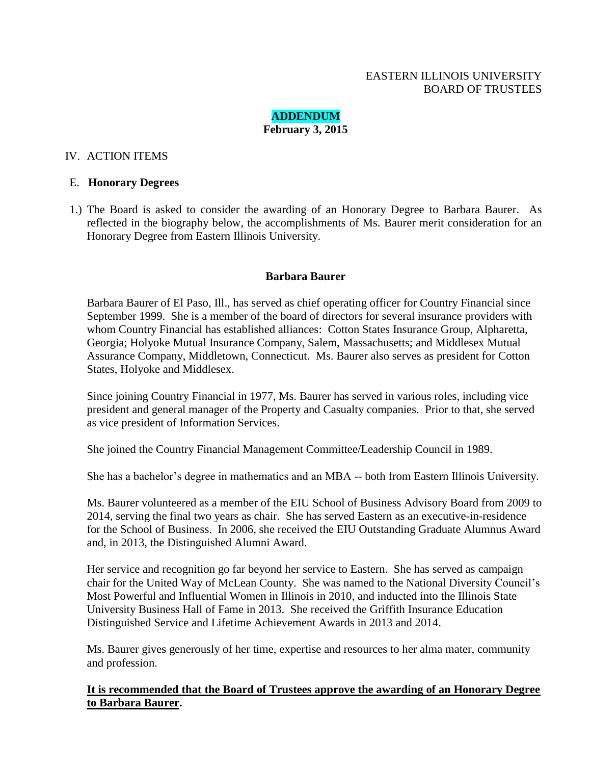EASTERN ILLINOIS UNIVERSITY
BOARD OF TRUSTEES

**ADDENDUM**
**February 3, 2015**

IV. ACTION ITEMS

E. **Honorary Degrees**

1.) The Board is asked to consider the awarding of an Honorary Degree to Barbara Baurer. As reflected in the biography below, the accomplishments of Ms. Baurer merit consideration for an Honorary Degree from Eastern Illinois University.

**Barbara Baurer**

Barbara Baurer of El Paso, Ill., has served as chief operating officer for Country Financial since September 1999. She is a member of the board of directors for several insurance providers with whom Country Financial has established alliances: Cotton States Insurance Group, Alpharetta, Georgia; Holyoke Mutual Insurance Company, Salem, Massachusetts; and Middlesex Mutual Assurance Company, Middletown, Connecticut. Ms. Baurer also serves as president for Cotton States, Holyoke and Middlesex.

Since joining Country Financial in 1977, Ms. Baurer has served in various roles, including vice president and general manager of the Property and Casualty companies. Prior to that, she served as vice president of Information Services.

She joined the Country Financial Management Committee/Leadership Council in 1989.

She has a bachelor's degree in mathematics and an MBA -- both from Eastern Illinois University.

Ms. Baurer volunteered as a member of the EIU School of Business Advisory Board from 2009 to 2014, serving the final two years as chair. She has served Eastern as an executive-in-residence for the School of Business. In 2006, she received the EIU Outstanding Graduate Alumnus Award and, in 2013, the Distinguished Alumni Award.

Her service and recognition go far beyond her service to Eastern. She has served as campaign chair for the United Way of McLean County. She was named to the National Diversity Council's Most Powerful and Influential Women in Illinois in 2010, and inducted into the Illinois State University Business Hall of Fame in 2013. She received the Griffith Insurance Education Distinguished Service and Lifetime Achievement Awards in 2013 and 2014.

Ms. Baurer gives generously of her time, expertise and resources to her alma mater, community and profession.

**It is recommended that the Board of Trustees approve the awarding of an Honorary Degree to Barbara Baurer.**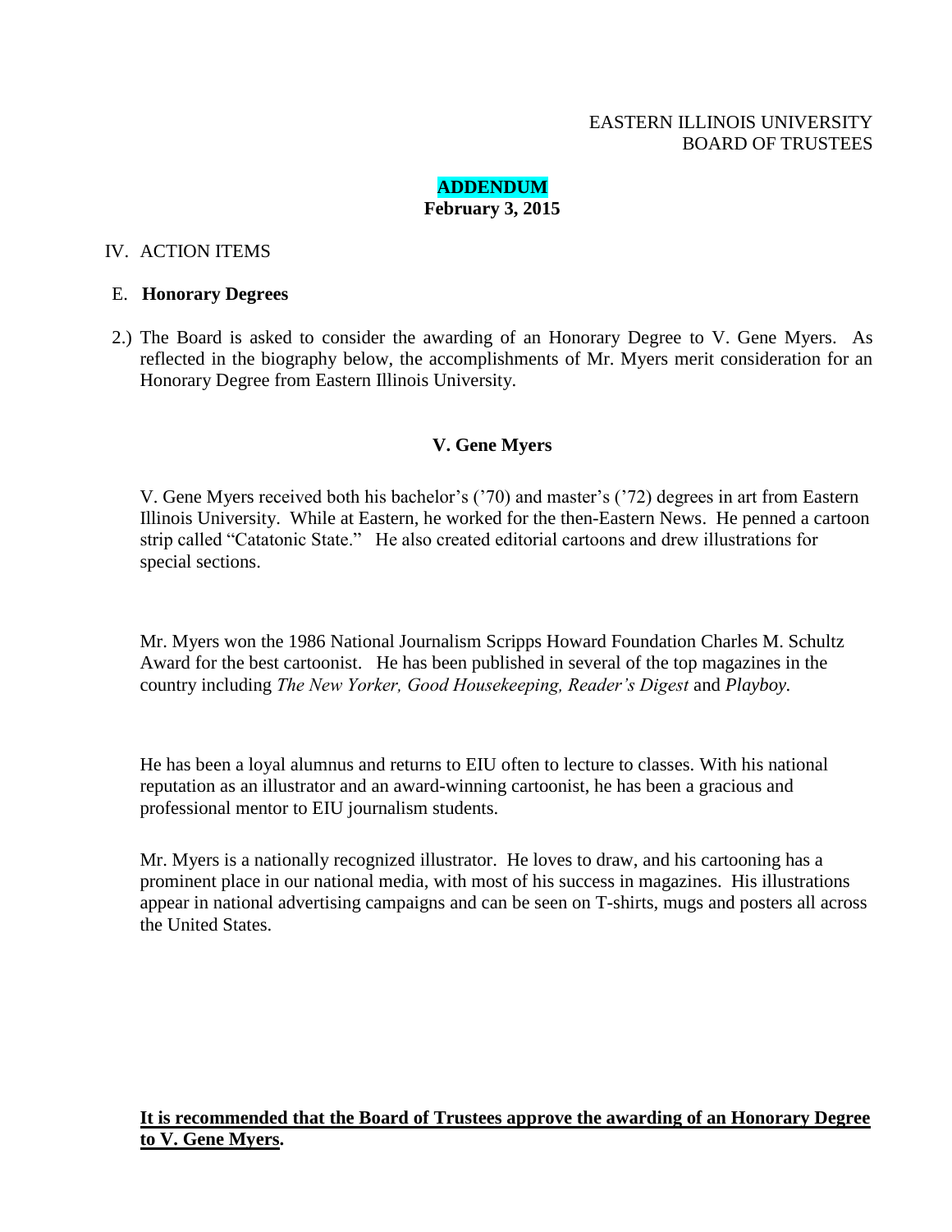EASTERN ILLINOIS UNIVERSITY
BOARD OF TROSTEES

**ADDENDUM**
**February 3, 2015**

IV. ACTION ITEMS

E. **Honorary Degrees**

2.) The Board is asked to consider the awarding of an Honorary Degree to V. Gene Myers. As reflected in the biography below, the accomplishments of Mr. Myers merit consideration for an Honorary Degree from Eastern Illinois University.

**V. Gene Myers**

V. Gene Myers received both his bachelor's ('70) and master's ('72) degrees in art from Eastern Illinois University. While at Eastern, he worked for the then-Eastern News. He penned a cartoon strip called "Catatonic State." He also created editorial cartoons and drew illustrations for special sections.

Mr. Myers won the 1986 National Journalism Scripps Howard Foundation Charles M. Schultz Award for the best cartoonist. He has been published in several of the top magazines in the country including *The New Yorker, Good Housekeeping, Reader's Digest* and *Playboy.*

He has been a loyal alumnus and returns to EIU often to lecture to classes. With his national reputation as an illustrator and an award-winning cartoonist, he has been a gracious and professional mentor to EIU journalism students.

Mr. Myers is a nationally recognized illustrator. He loves to draw, and his cartooning has a prominent place in our national media, with most of his success in magazines. His illustrations appear in national advertising campaigns and can be seen on T-shirts, mugs and posters all across the United States.

**It is recommended that the Board of Trustees approve the awarding of an Honorary Degree to V. Gene Myers.**